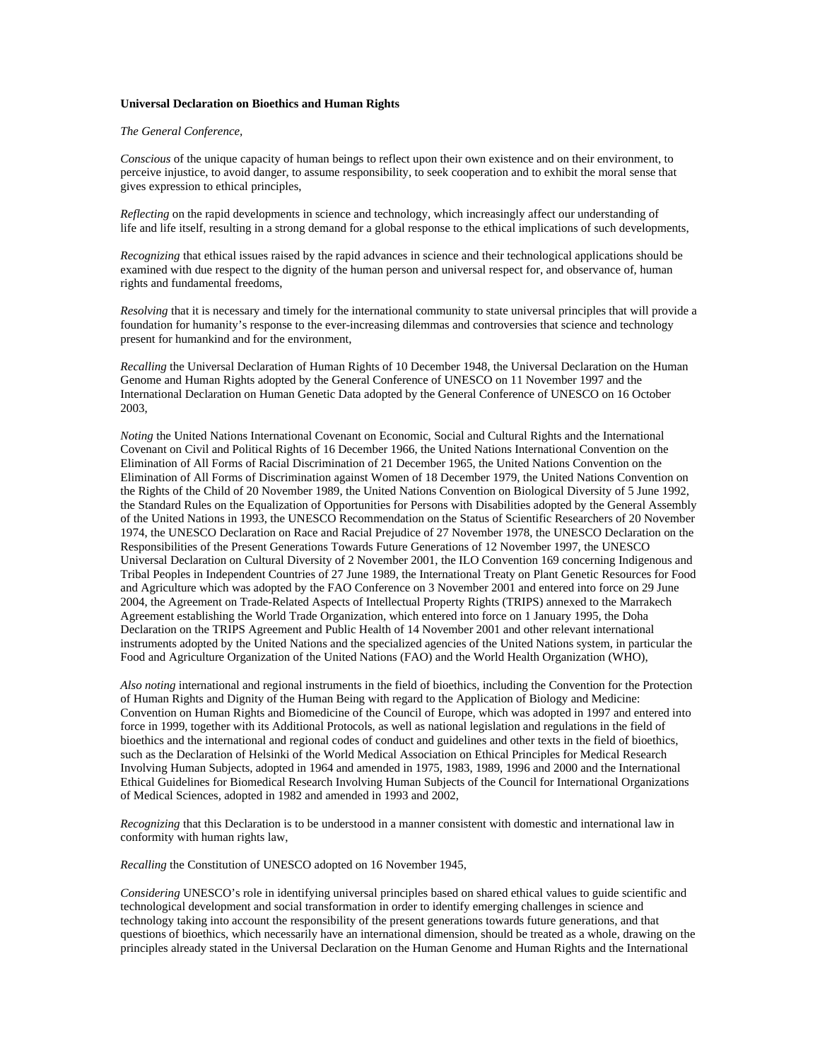**Universal Declaration on Bioethics and Human Rights**

*The General Conference,*

*Conscious* of the unique capacity of human beings to reflect upon their own existence and on their environment, to perceive injustice, to avoid danger, to assume responsibility, to seek cooperation and to exhibit the moral sense that gives expression to ethical principles,

*Reflecting* on the rapid developments in science and technology, which increasingly affect our understanding of life and life itself, resulting in a strong demand for a global response to the ethical implications of such developments,

*Recognizing* that ethical issues raised by the rapid advances in science and their technological applications should be examined with due respect to the dignity of the human person and universal respect for, and observance of, human rights and fundamental freedoms,

*Resolving* that it is necessary and timely for the international community to state universal principles that will provide a foundation for humanity's response to the ever-increasing dilemmas and controversies that science and technology present for humankind and for the environment,

*Recalling* the Universal Declaration of Human Rights of 10 December 1948, the Universal Declaration on the Human Genome and Human Rights adopted by the General Conference of UNESCO on 11 November 1997 and the International Declaration on Human Genetic Data adopted by the General Conference of UNESCO on 16 October 2003,

*Noting* the United Nations International Covenant on Economic, Social and Cultural Rights and the International Covenant on Civil and Political Rights of 16 December 1966, the United Nations International Convention on the Elimination of All Forms of Racial Discrimination of 21 December 1965, the United Nations Convention on the Elimination of All Forms of Discrimination against Women of 18 December 1979, the United Nations Convention on the Rights of the Child of 20 November 1989, the United Nations Convention on Biological Diversity of 5 June 1992, the Standard Rules on the Equalization of Opportunities for Persons with Disabilities adopted by the General Assembly of the United Nations in 1993, the UNESCO Recommendation on the Status of Scientific Researchers of 20 November 1974, the UNESCO Declaration on Race and Racial Prejudice of 27 November 1978, the UNESCO Declaration on the Responsibilities of the Present Generations Towards Future Generations of 12 November 1997, the UNESCO Universal Declaration on Cultural Diversity of 2 November 2001, the ILO Convention 169 concerning Indigenous and Tribal Peoples in Independent Countries of 27 June 1989, the International Treaty on Plant Genetic Resources for Food and Agriculture which was adopted by the FAO Conference on 3 November 2001 and entered into force on 29 June 2004, the Agreement on Trade-Related Aspects of Intellectual Property Rights (TRIPS) annexed to the Marrakech Agreement establishing the World Trade Organization, which entered into force on 1 January 1995, the Doha Declaration on the TRIPS Agreement and Public Health of 14 November 2001 and other relevant international instruments adopted by the United Nations and the specialized agencies of the United Nations system, in particular the Food and Agriculture Organization of the United Nations (FAO) and the World Health Organization (WHO),

*Also noting* international and regional instruments in the field of bioethics, including the Convention for the Protection of Human Rights and Dignity of the Human Being with regard to the Application of Biology and Medicine: Convention on Human Rights and Biomedicine of the Council of Europe, which was adopted in 1997 and entered into force in 1999, together with its Additional Protocols, as well as national legislation and regulations in the field of bioethics and the international and regional codes of conduct and guidelines and other texts in the field of bioethics, such as the Declaration of Helsinki of the World Medical Association on Ethical Principles for Medical Research Involving Human Subjects, adopted in 1964 and amended in 1975, 1983, 1989, 1996 and 2000 and the International Ethical Guidelines for Biomedical Research Involving Human Subjects of the Council for International Organizations of Medical Sciences, adopted in 1982 and amended in 1993 and 2002,

*Recognizing* that this Declaration is to be understood in a manner consistent with domestic and international law in conformity with human rights law,

*Recalling* the Constitution of UNESCO adopted on 16 November 1945,

*Considering* UNESCO's role in identifying universal principles based on shared ethical values to guide scientific and technological development and social transformation in order to identify emerging challenges in science and technology taking into account the responsibility of the present generations towards future generations, and that questions of bioethics, which necessarily have an international dimension, should be treated as a whole, drawing on the principles already stated in the Universal Declaration on the Human Genome and Human Rights and the International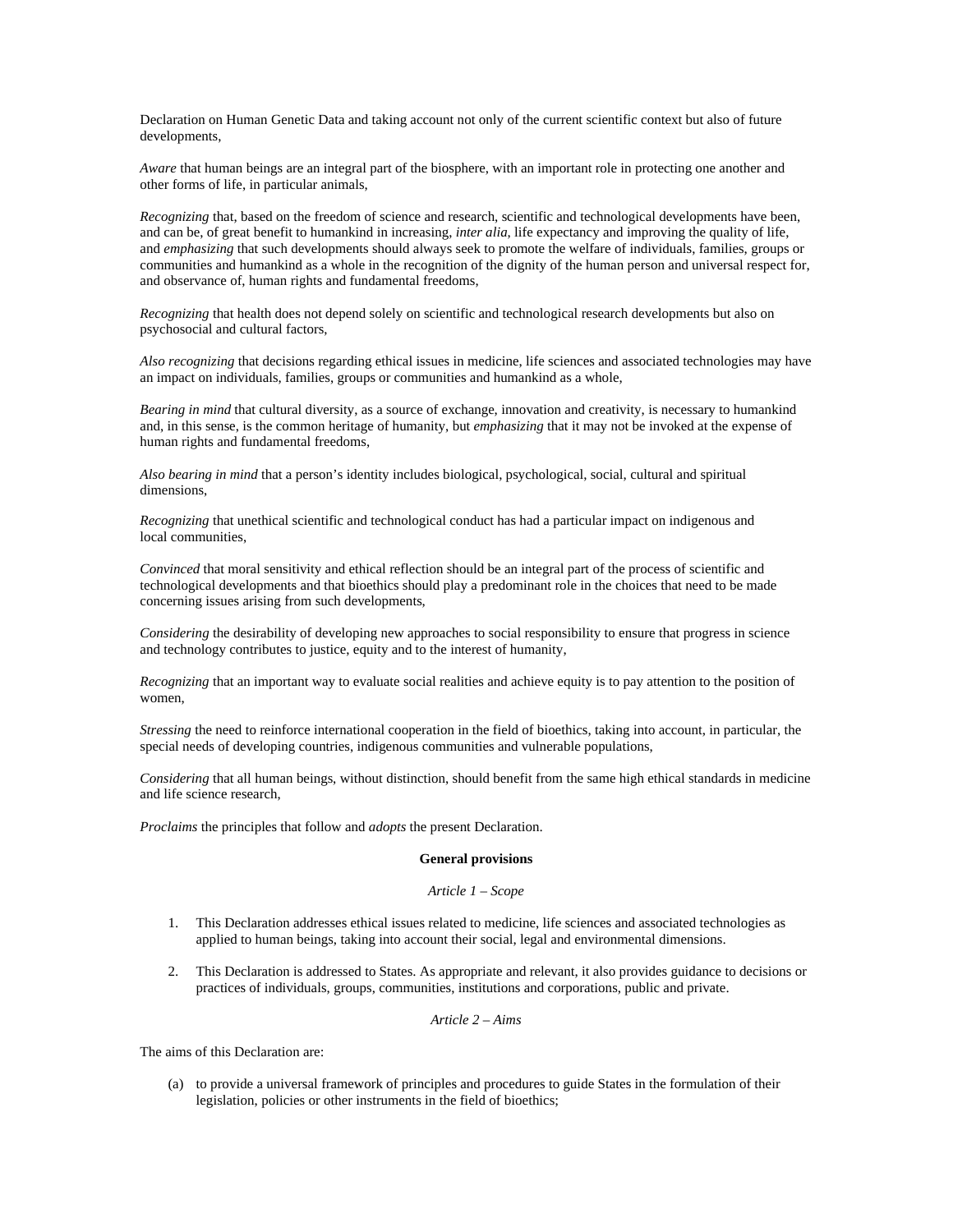Declaration on Human Genetic Data and taking account not only of the current scientific context but also of future developments,

*Aware* that human beings are an integral part of the biosphere, with an important role in protecting one another and other forms of life, in particular animals,

*Recognizing* that, based on the freedom of science and research, scientific and technological developments have been, and can be, of great benefit to humankind in increasing, *inter alia,* life expectancy and improving the quality of life, and *emphasizing* that such developments should always seek to promote the welfare of individuals, families, groups or communities and humankind as a whole in the recognition of the dignity of the human person and universal respect for, and observance of, human rights and fundamental freedoms,

*Recognizing* that health does not depend solely on scientific and technological research developments but also on psychosocial and cultural factors,

*Also recognizing* that decisions regarding ethical issues in medicine, life sciences and associated technologies may have an impact on individuals, families, groups or communities and humankind as a whole,

*Bearing in mind* that cultural diversity, as a source of exchange, innovation and creativity, is necessary to humankind and, in this sense, is the common heritage of humanity, but *emphasizing* that it may not be invoked at the expense of human rights and fundamental freedoms,

*Also bearing in mind* that a person's identity includes biological, psychological, social, cultural and spiritual dimensions,

*Recognizing* that unethical scientific and technological conduct has had a particular impact on indigenous and local communities,

*Convinced* that moral sensitivity and ethical reflection should be an integral part of the process of scientific and technological developments and that bioethics should play a predominant role in the choices that need to be made concerning issues arising from such developments,

*Considering* the desirability of developing new approaches to social responsibility to ensure that progress in science and technology contributes to justice, equity and to the interest of humanity,

*Recognizing* that an important way to evaluate social realities and achieve equity is to pay attention to the position of women,

*Stressing* the need to reinforce international cooperation in the field of bioethics, taking into account, in particular, the special needs of developing countries, indigenous communities and vulnerable populations,

*Considering* that all human beings, without distinction, should benefit from the same high ethical standards in medicine and life science research,

*Proclaims* the principles that follow and *adopts* the present Declaration.

**General provisions**

*Article 1 – Scope*

1. This Declaration addresses ethical issues related to medicine, life sciences and associated technologies as applied to human beings, taking into account their social, legal and environmental dimensions.

2. This Declaration is addressed to States. As appropriate and relevant, it also provides guidance to decisions or practices of individuals, groups, communities, institutions and corporations, public and private.

*Article 2 – Aims*

The aims of this Declaration are:

(a) to provide a universal framework of principles and procedures to guide States in the formulation of their legislation, policies or other instruments in the field of bioethics;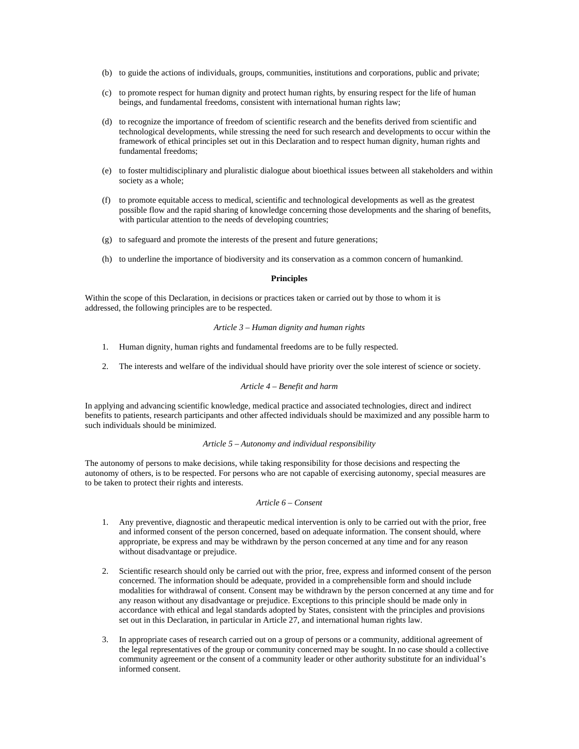(b) to guide the actions of individuals, groups, communities, institutions and corporations, public and private;

(c) to promote respect for human dignity and protect human rights, by ensuring respect for the life of human beings, and fundamental freedoms, consistent with international human rights law;

(d) to recognize the importance of freedom of scientific research and the benefits derived from scientific and technological developments, while stressing the need for such research and developments to occur within the framework of ethical principles set out in this Declaration and to respect human dignity, human rights and fundamental freedoms;

(e) to foster multidisciplinary and pluralistic dialogue about bioethical issues between all stakeholders and within society as a whole;

(f) to promote equitable access to medical, scientific and technological developments as well as the greatest possible flow and the rapid sharing of knowledge concerning those developments and the sharing of benefits, with particular attention to the needs of developing countries;

(g) to safeguard and promote the interests of the present and future generations;

(h) to underline the importance of biodiversity and its conservation as a common concern of humankind.

## Principles

Within the scope of this Declaration, in decisions or practices taken or carried out by those to whom it is addressed, the following principles are to be respected.

### *Article 3 – Human dignity and human rights*

1. Human dignity, human rights and fundamental freedoms are to be fully respected.

2. The interests and welfare of the individual should have priority over the sole interest of science or society.

### *Article 4 – Benefit and harm*

In applying and advancing scientific knowledge, medical practice and associated technologies, direct and indirect benefits to patients, research participants and other affected individuals should be maximized and any possible harm to such individuals should be minimized.

### *Article 5 – Autonomy and individual responsibility*

The autonomy of persons to make decisions, while taking responsibility for those decisions and respecting the autonomy of others, is to be respected. For persons who are not capable of exercising autonomy, special measures are to be taken to protect their rights and interests.

### *Article 6 – Consent*

1. Any preventive, diagnostic and therapeutic medical intervention is only to be carried out with the prior, free and informed consent of the person concerned, based on adequate information. The consent should, where appropriate, be express and may be withdrawn by the person concerned at any time and for any reason without disadvantage or prejudice.

2. Scientific research should only be carried out with the prior, free, express and informed consent of the person concerned. The information should be adequate, provided in a comprehensible form and should include modalities for withdrawal of consent. Consent may be withdrawn by the person concerned at any time and for any reason without any disadvantage or prejudice. Exceptions to this principle should be made only in accordance with ethical and legal standards adopted by States, consistent with the principles and provisions set out in this Declaration, in particular in Article 27, and international human rights law.

3. In appropriate cases of research carried out on a group of persons or a community, additional agreement of the legal representatives of the group or community concerned may be sought. In no case should a collective community agreement or the consent of a community leader or other authority substitute for an individual's informed consent.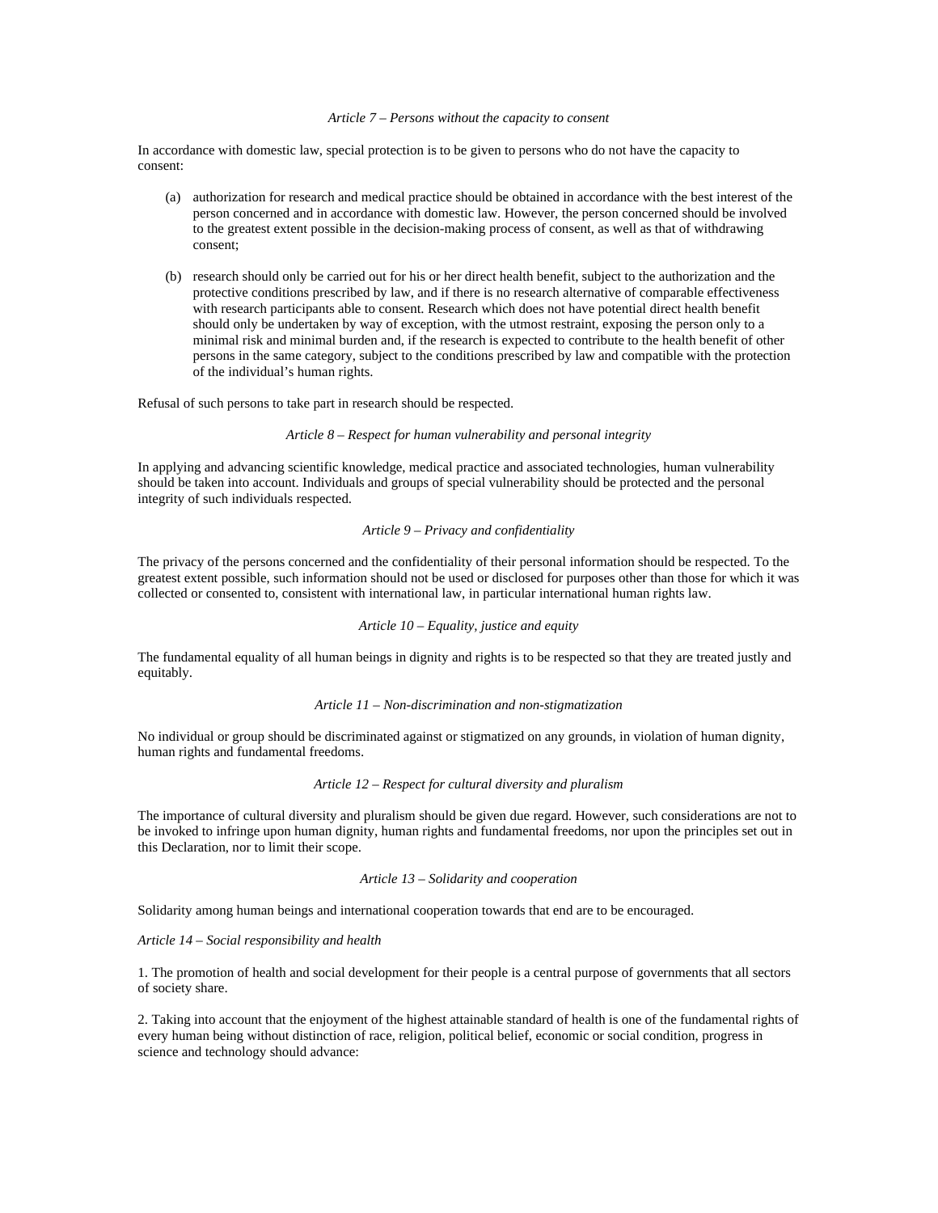*Article 7 – Persons without the capacity to consent*

In accordance with domestic law, special protection is to be given to persons who do not have the capacity to consent:

(a) authorization for research and medical practice should be obtained in accordance with the best interest of the person concerned and in accordance with domestic law. However, the person concerned should be involved to the greatest extent possible in the decision-making process of consent, as well as that of withdrawing consent;

(b) research should only be carried out for his or her direct health benefit, subject to the authorization and the protective conditions prescribed by law, and if there is no research alternative of comparable effectiveness with research participants able to consent. Research which does not have potential direct health benefit should only be undertaken by way of exception, with the utmost restraint, exposing the person only to a minimal risk and minimal burden and, if the research is expected to contribute to the health benefit of other persons in the same category, subject to the conditions prescribed by law and compatible with the protection of the individual's human rights.

Refusal of such persons to take part in research should be respected.

*Article 8 – Respect for human vulnerability and personal integrity*

In applying and advancing scientific knowledge, medical practice and associated technologies, human vulnerability should be taken into account. Individuals and groups of special vulnerability should be protected and the personal integrity of such individuals respected.

*Article 9 – Privacy and confidentiality*

The privacy of the persons concerned and the confidentiality of their personal information should be respected. To the greatest extent possible, such information should not be used or disclosed for purposes other than those for which it was collected or consented to, consistent with international law, in particular international human rights law.

*Article 10 – Equality, justice and equity*

The fundamental equality of all human beings in dignity and rights is to be respected so that they are treated justly and equitably.

*Article 11 – Non-discrimination and non-stigmatization*

No individual or group should be discriminated against or stigmatized on any grounds, in violation of human dignity, human rights and fundamental freedoms.

*Article 12 – Respect for cultural diversity and pluralism*

The importance of cultural diversity and pluralism should be given due regard. However, such considerations are not to be invoked to infringe upon human dignity, human rights and fundamental freedoms, nor upon the principles set out in this Declaration, nor to limit their scope.

*Article 13 – Solidarity and cooperation*

Solidarity among human beings and international cooperation towards that end are to be encouraged.

*Article 14 – Social responsibility and health*

1. The promotion of health and social development for their people is a central purpose of governments that all sectors of society share.

2. Taking into account that the enjoyment of the highest attainable standard of health is one of the fundamental rights of every human being without distinction of race, religion, political belief, economic or social condition, progress in science and technology should advance: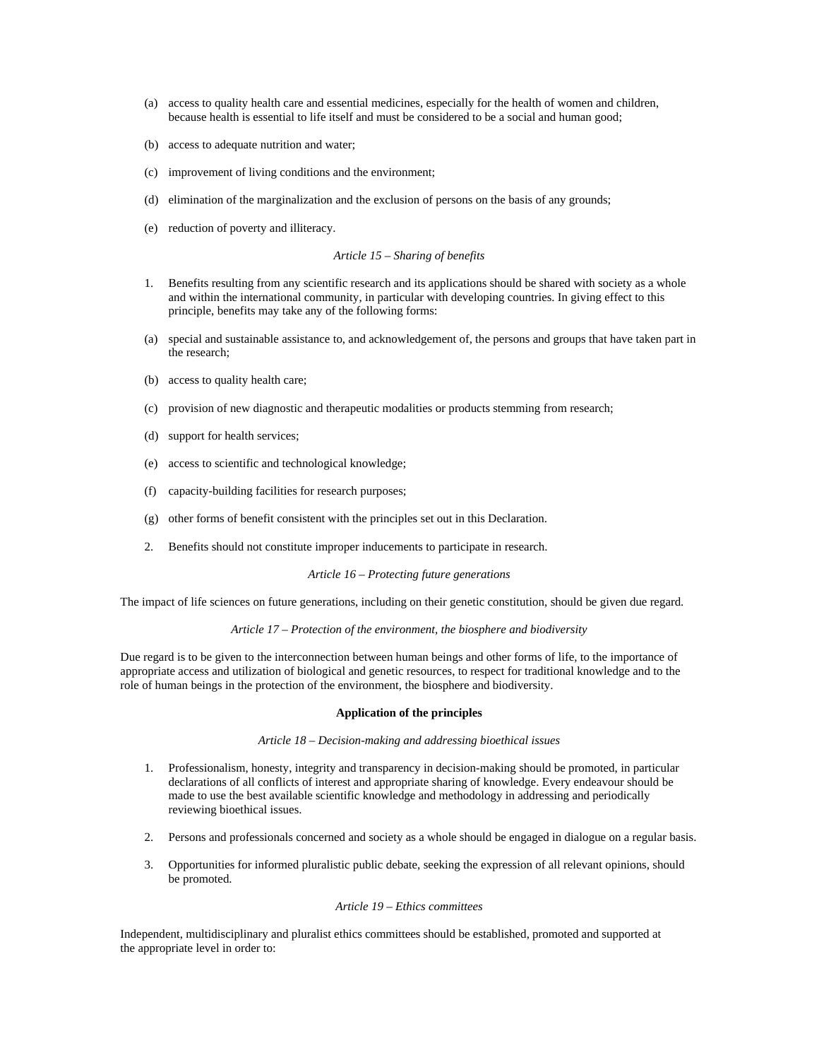(a) access to quality health care and essential medicines, especially for the health of women and children, because health is essential to life itself and must be considered to be a social and human good;

(b) access to adequate nutrition and water;

(c) improvement of living conditions and the environment;

(d) elimination of the marginalization and the exclusion of persons on the basis of any grounds;

(e) reduction of poverty and illiteracy.

*Article 15 – Sharing of benefits*

1. Benefits resulting from any scientific research and its applications should be shared with society as a whole and within the international community, in particular with developing countries. In giving effect to this principle, benefits may take any of the following forms:

(a) special and sustainable assistance to, and acknowledgement of, the persons and groups that have taken part in the research;

(b) access to quality health care;

(c) provision of new diagnostic and therapeutic modalities or products stemming from research;

(d) support for health services;

(e) access to scientific and technological knowledge;

(f) capacity-building facilities for research purposes;

(g) other forms of benefit consistent with the principles set out in this Declaration.

2. Benefits should not constitute improper inducements to participate in research.

*Article 16 – Protecting future generations*

The impact of life sciences on future generations, including on their genetic constitution, should be given due regard.

*Article 17 – Protection of the environment, the biosphere and biodiversity*

Due regard is to be given to the interconnection between human beings and other forms of life, to the importance of appropriate access and utilization of biological and genetic resources, to respect for traditional knowledge and to the role of human beings in the protection of the environment, the biosphere and biodiversity.

**Application of the principles**

*Article 18 – Decision-making and addressing bioethical issues*

1. Professionalism, honesty, integrity and transparency in decision-making should be promoted, in particular declarations of all conflicts of interest and appropriate sharing of knowledge. Every endeavour should be made to use the best available scientific knowledge and methodology in addressing and periodically reviewing bioethical issues.

2. Persons and professionals concerned and society as a whole should be engaged in dialogue on a regular basis.

3. Opportunities for informed pluralistic public debate, seeking the expression of all relevant opinions, should be promoted.

*Article 19 – Ethics committees*

Independent, multidisciplinary and pluralist ethics committees should be established, promoted and supported at the appropriate level in order to: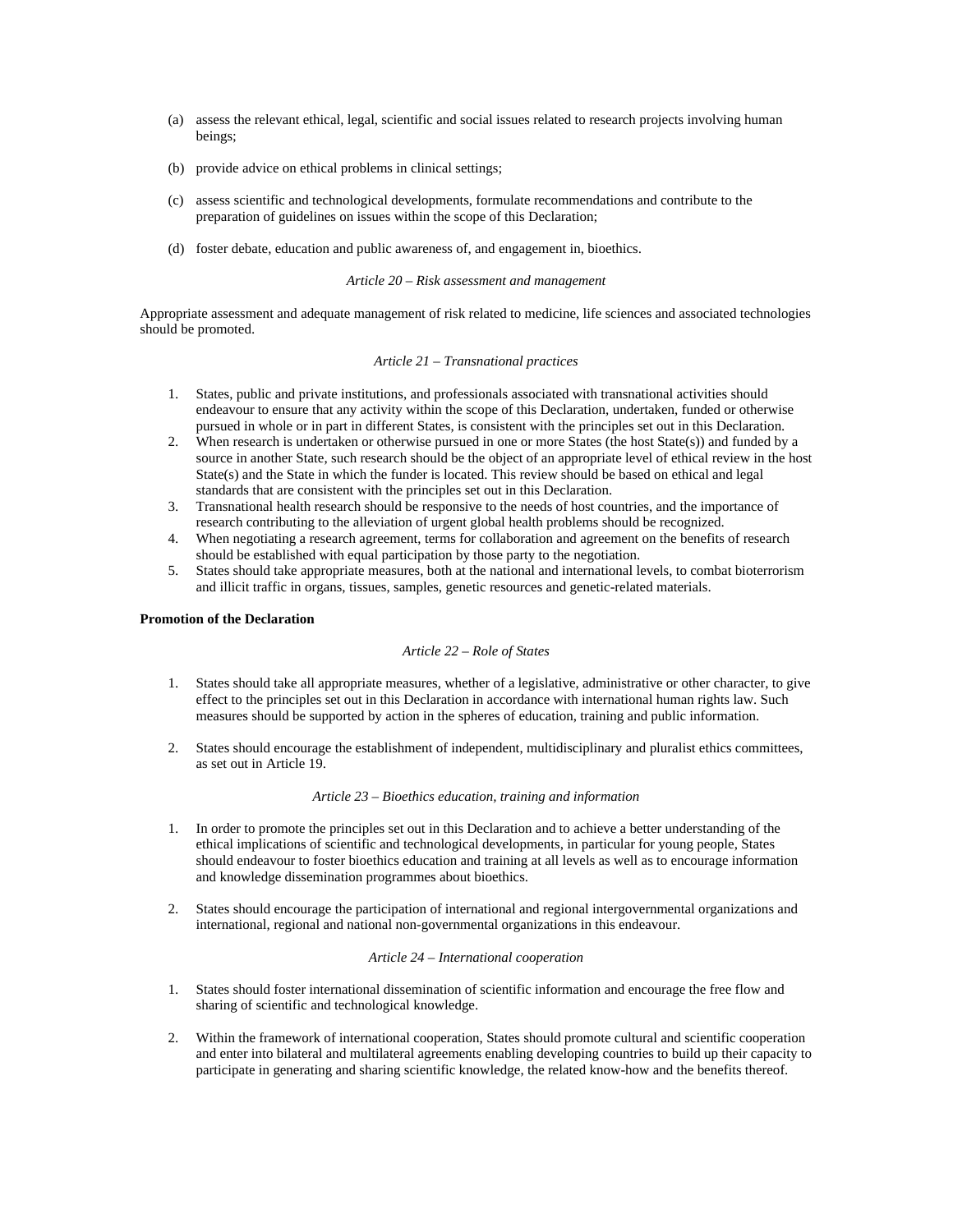(a) assess the relevant ethical, legal, scientific and social issues related to research projects involving human beings;

(b) provide advice on ethical problems in clinical settings;

(c) assess scientific and technological developments, formulate recommendations and contribute to the preparation of guidelines on issues within the scope of this Declaration;

(d) foster debate, education and public awareness of, and engagement in, bioethics.

*Article 20 – Risk assessment and management*

Appropriate assessment and adequate management of risk related to medicine, life sciences and associated technologies should be promoted.

*Article 21 – Transnational practices*

1. States, public and private institutions, and professionals associated with transnational activities should endeavour to ensure that any activity within the scope of this Declaration, undertaken, funded or otherwise pursued in whole or in part in different States, is consistent with the principles set out in this Declaration.
2. When research is undertaken or otherwise pursued in one or more States (the host State(s)) and funded by a source in another State, such research should be the object of an appropriate level of ethical review in the host State(s) and the State in which the funder is located. This review should be based on ethical and legal standards that are consistent with the principles set out in this Declaration.
3. Transnational health research should be responsive to the needs of host countries, and the importance of research contributing to the alleviation of urgent global health problems should be recognized.
4. When negotiating a research agreement, terms for collaboration and agreement on the benefits of research should be established with equal participation by those party to the negotiation.
5. States should take appropriate measures, both at the national and international levels, to combat bioterrorism and illicit traffic in organs, tissues, samples, genetic resources and genetic-related materials.

**Promotion of the Declaration**

*Article 22 – Role of States*

1. States should take all appropriate measures, whether of a legislative, administrative or other character, to give effect to the principles set out in this Declaration in accordance with international human rights law. Such measures should be supported by action in the spheres of education, training and public information.

2. States should encourage the establishment of independent, multidisciplinary and pluralist ethics committees, as set out in Article 19.

*Article 23 – Bioethics education, training and information*

1. In order to promote the principles set out in this Declaration and to achieve a better understanding of the ethical implications of scientific and technological developments, in particular for young people, States should endeavour to foster bioethics education and training at all levels as well as to encourage information and knowledge dissemination programmes about bioethics.

2. States should encourage the participation of international and regional intergovernmental organizations and international, regional and national non-governmental organizations in this endeavour.

*Article 24 – International cooperation*

1. States should foster international dissemination of scientific information and encourage the free flow and sharing of scientific and technological knowledge.

2. Within the framework of international cooperation, States should promote cultural and scientific cooperation and enter into bilateral and multilateral agreements enabling developing countries to build up their capacity to participate in generating and sharing scientific knowledge, the related know-how and the benefits thereof.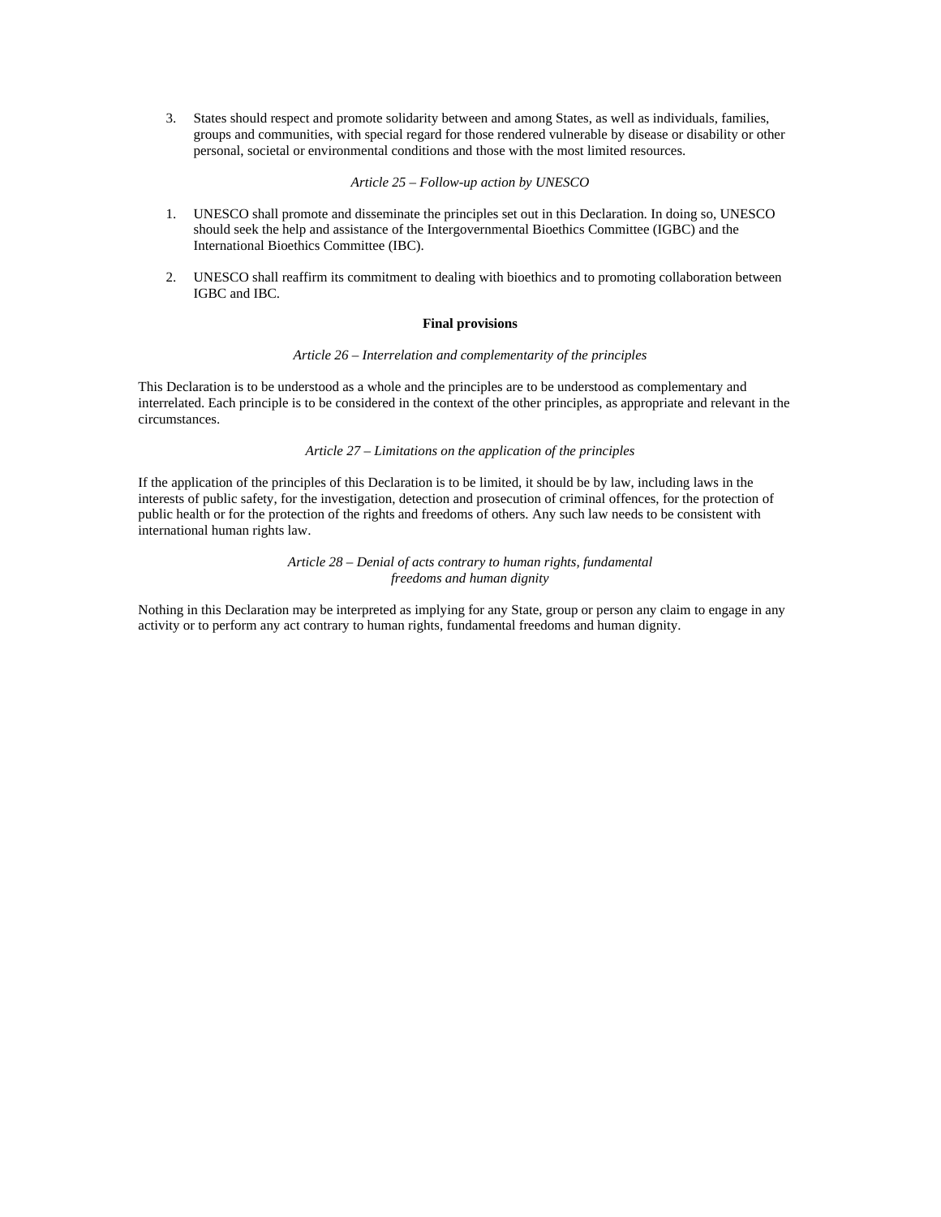3. States should respect and promote solidarity between and among States, as well as individuals, families, groups and communities, with special regard for those rendered vulnerable by disease or disability or other personal, societal or environmental conditions and those with the most limited resources.

*Article 25 – Follow-up action by UNESCO*

1. UNESCO shall promote and disseminate the principles set out in this Declaration. In doing so, UNESCO should seek the help and assistance of the Intergovernmental Bioethics Committee (IGBC) and the International Bioethics Committee (IBC).

2. UNESCO shall reaffirm its commitment to dealing with bioethics and to promoting collaboration between IGBC and IBC.

**Final provisions**

*Article 26 – Interrelation and complementarity of the principles*

This Declaration is to be understood as a whole and the principles are to be understood as complementary and interrelated. Each principle is to be considered in the context of the other principles, as appropriate and relevant in the circumstances.

*Article 27 – Limitations on the application of the principles*

If the application of the principles of this Declaration is to be limited, it should be by law, including laws in the interests of public safety, for the investigation, detection and prosecution of criminal offences, for the protection of public health or for the protection of the rights and freedoms of others. Any such law needs to be consistent with international human rights law.

*Article 28 – Denial of acts contrary to human rights, fundamental freedoms and human dignity*

Nothing in this Declaration may be interpreted as implying for any State, group or person any claim to engage in any activity or to perform any act contrary to human rights, fundamental freedoms and human dignity.